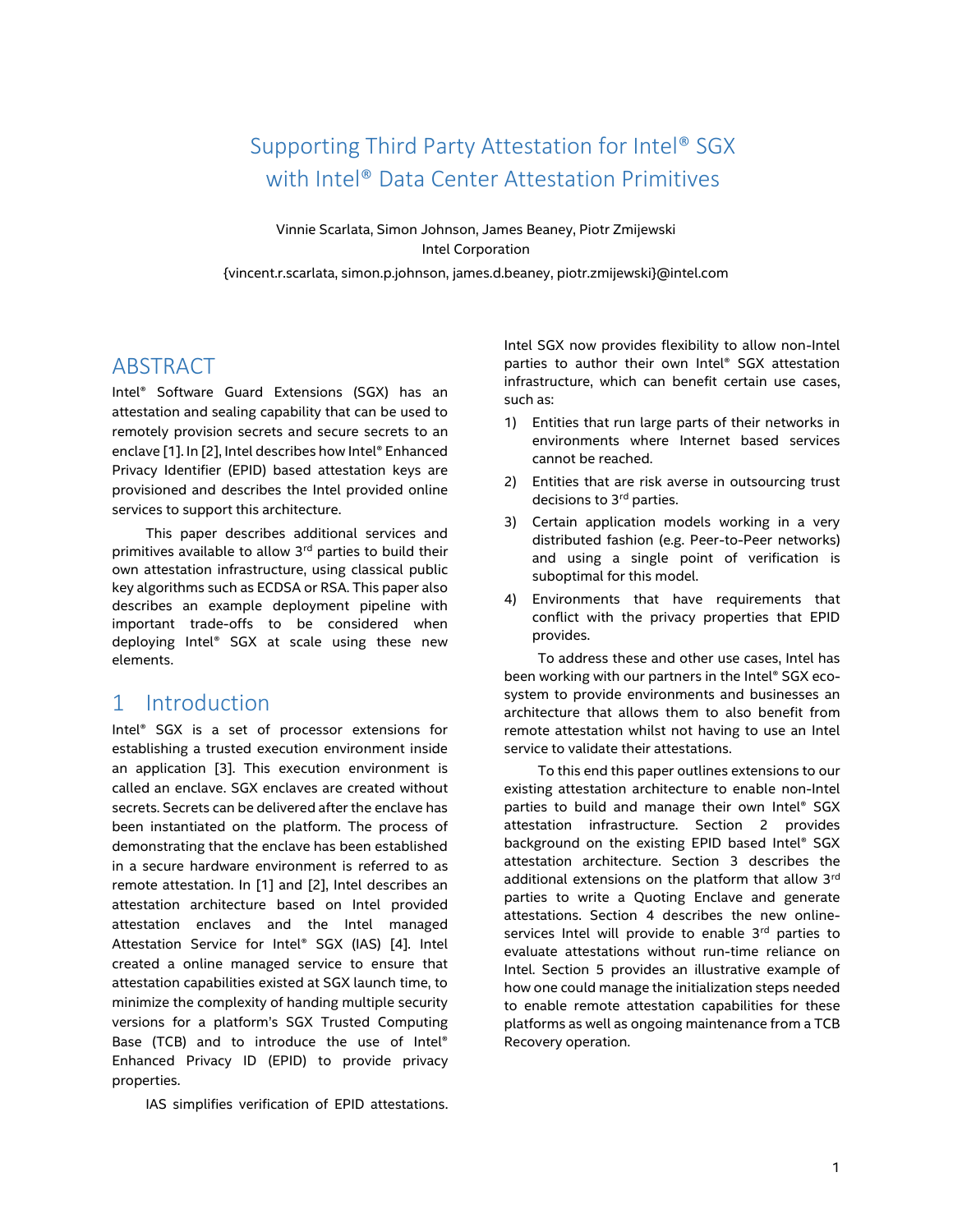# Supporting Third Party Attestation for Intel® SGX with Intel® Data Center Attestation Primitives

Vinnie Scarlata, Simon Johnson, James Beaney, Piotr Zmijewski
Intel Corporation
{vincent.r.scarlata, simon.p.johnson, james.d.beaney, piotr.zmijewski}@intel.com

## ABSTRACT

Intel® Software Guard Extensions (SGX) has an attestation and sealing capability that can be used to remotely provision secrets and secure secrets to an enclave [1]. In [2], Intel describes how Intel® Enhanced Privacy Identifier (EPID) based attestation keys are provisioned and describes the Intel provided online services to support this architecture.

This paper describes additional services and primitives available to allow 3rd parties to build their own attestation infrastructure, using classical public key algorithms such as ECDSA or RSA. This paper also describes an example deployment pipeline with important trade-offs to be considered when deploying Intel® SGX at scale using these new elements.

## 1 Introduction

Intel® SGX is a set of processor extensions for establishing a trusted execution environment inside an application [3]. This execution environment is called an enclave. SGX enclaves are created without secrets. Secrets can be delivered after the enclave has been instantiated on the platform. The process of demonstrating that the enclave has been established in a secure hardware environment is referred to as remote attestation. In [1] and [2], Intel describes an attestation architecture based on Intel provided attestation enclaves and the Intel managed Attestation Service for Intel® SGX (IAS) [4]. Intel created a online managed service to ensure that attestation capabilities existed at SGX launch time, to minimize the complexity of handing multiple security versions for a platform's SGX Trusted Computing Base (TCB) and to introduce the use of Intel® Enhanced Privacy ID (EPID) to provide privacy properties.

IAS simplifies verification of EPID attestations. Intel SGX now provides flexibility to allow non-Intel parties to author their own Intel® SGX attestation infrastructure, which can benefit certain use cases, such as:

1) Entities that run large parts of their networks in environments where Internet based services cannot be reached.
2) Entities that are risk averse in outsourcing trust decisions to 3rd parties.
3) Certain application models working in a very distributed fashion (e.g. Peer-to-Peer networks) and using a single point of verification is suboptimal for this model.
4) Environments that have requirements that conflict with the privacy properties that EPID provides.

To address these and other use cases, Intel has been working with our partners in the Intel® SGX eco-system to provide environments and businesses an architecture that allows them to also benefit from remote attestation whilst not having to use an Intel service to validate their attestations.

To this end this paper outlines extensions to our existing attestation architecture to enable non-Intel parties to build and manage their own Intel® SGX attestation infrastructure. Section 2 provides background on the existing EPID based Intel® SGX attestation architecture. Section 3 describes the additional extensions on the platform that allow 3rd parties to write a Quoting Enclave and generate attestations. Section 4 describes the new online-services Intel will provide to enable 3rd parties to evaluate attestations without run-time reliance on Intel. Section 5 provides an illustrative example of how one could manage the initialization steps needed to enable remote attestation capabilities for these platforms as well as ongoing maintenance from a TCB Recovery operation.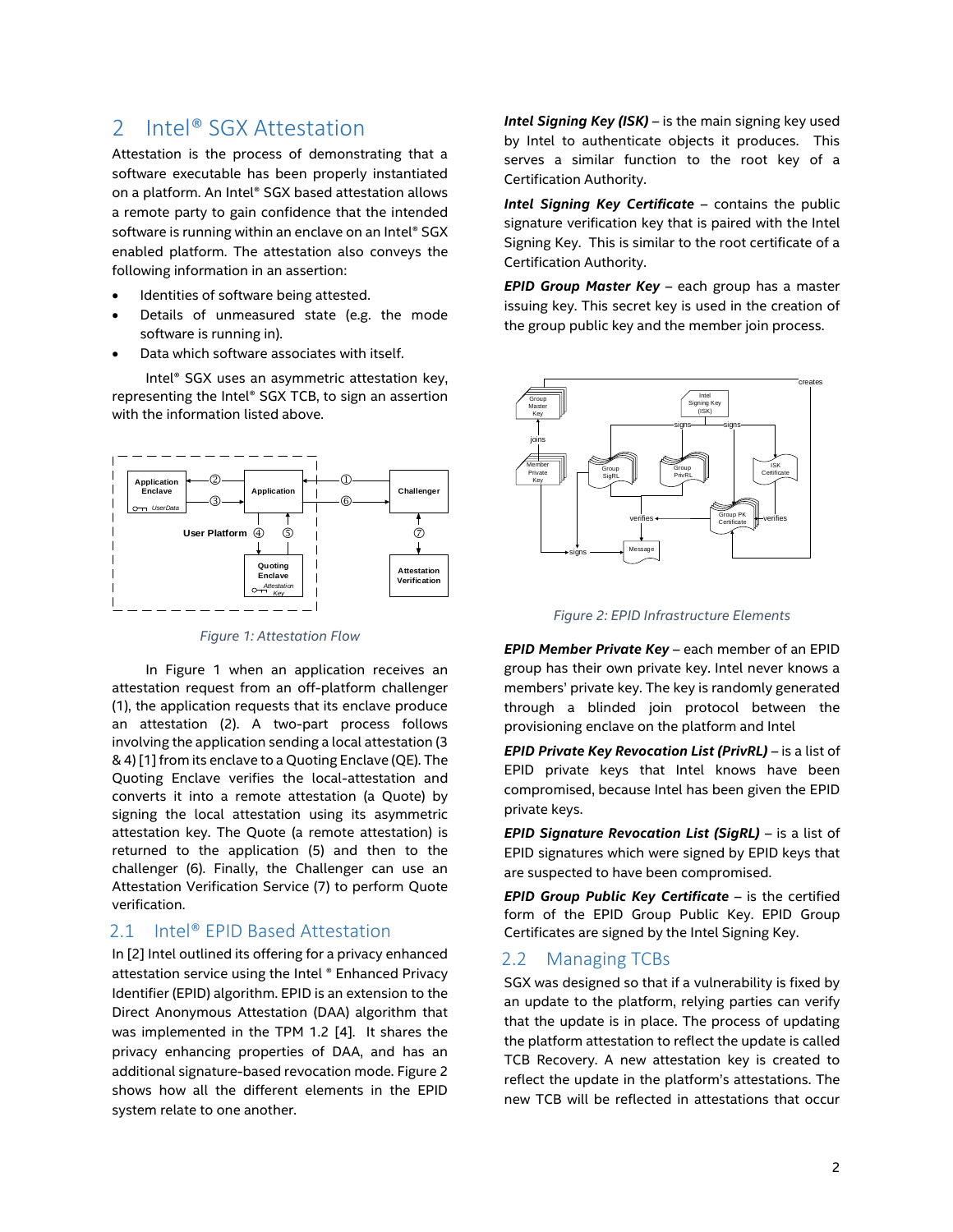## 2 Intel® SGX Attestation

Attestation is the process of demonstrating that a software executable has been properly instantiated on a platform. An Intel® SGX based attestation allows a remote party to gain confidence that the intended software is running within an enclave on an Intel® SGX enabled platform. The attestation also conveys the following information in an assertion:

- Identities of software being attested.
- Details of unmeasured state (e.g. the mode software is running in).
- Data which software associates with itself.

Intel® SGX uses an asymmetric attestation key, representing the Intel® SGX TCB, to sign an assertion with the information listed above.

*Figure 1: Attestation Flow*

In Figure 1 when an application receives an attestation request from an off-platform challenger (1), the application requests that its enclave produce an attestation (2). A two-part process follows involving the application sending a local attestation (3 & 4) [1] from its enclave to a Quoting Enclave (QE). The Quoting Enclave verifies the local-attestation and converts it into a remote attestation (a Quote) by signing the local attestation using its asymmetric attestation key. The Quote (a remote attestation) is returned to the application (5) and then to the challenger (6). Finally, the Challenger can use an Attestation Verification Service (7) to perform Quote verification.

### 2.1 Intel® EPID Based Attestation

In [2] Intel outlined its offering for a privacy enhanced attestation service using the Intel ® Enhanced Privacy Identifier (EPID) algorithm. EPID is an extension to the Direct Anonymous Attestation (DAA) algorithm that was implemented in the TPM 1.2 [4]. It shares the privacy enhancing properties of DAA, and has an additional signature-based revocation mode. Figure 2 shows how all the different elements in the EPID system relate to one another.

***Intel Signing Key (ISK)*** – is the main signing key used by Intel to authenticate objects it produces. This serves a similar function to the root key of a Certification Authority.

***Intel Signing Key Certificate*** – contains the public signature verification key that is paired with the Intel Signing Key. This is similar to the root certificate of a Certification Authority.

***EPID Group Master Key*** – each group has a master issuing key. This secret key is used in the creation of the group public key and the member join process.

*Figure 2: EPID Infrastructure Elements*

***EPID Member Private Key*** – each member of an EPID group has their own private key. Intel never knows a members' private key. The key is randomly generated through a blinded join protocol between the provisioning enclave on the platform and Intel

***EPID Private Key Revocation List (PrivRL)*** – is a list of EPID private keys that Intel knows have been compromised, because Intel has been given the EPID private keys.

***EPID Signature Revocation List (SigRL)*** – is a list of EPID signatures which were signed by EPID keys that are suspected to have been compromised.

***EPID Group Public Key Certificate*** – is the certified form of the EPID Group Public Key. EPID Group Certificates are signed by the Intel Signing Key.

### 2.2 Managing TCBs

SGX was designed so that if a vulnerability is fixed by an update to the platform, relying parties can verify that the update is in place. The process of updating the platform attestation to reflect the update is called TCB Recovery. A new attestation key is created to reflect the update in the platform's attestations. The new TCB will be reflected in attestations that occur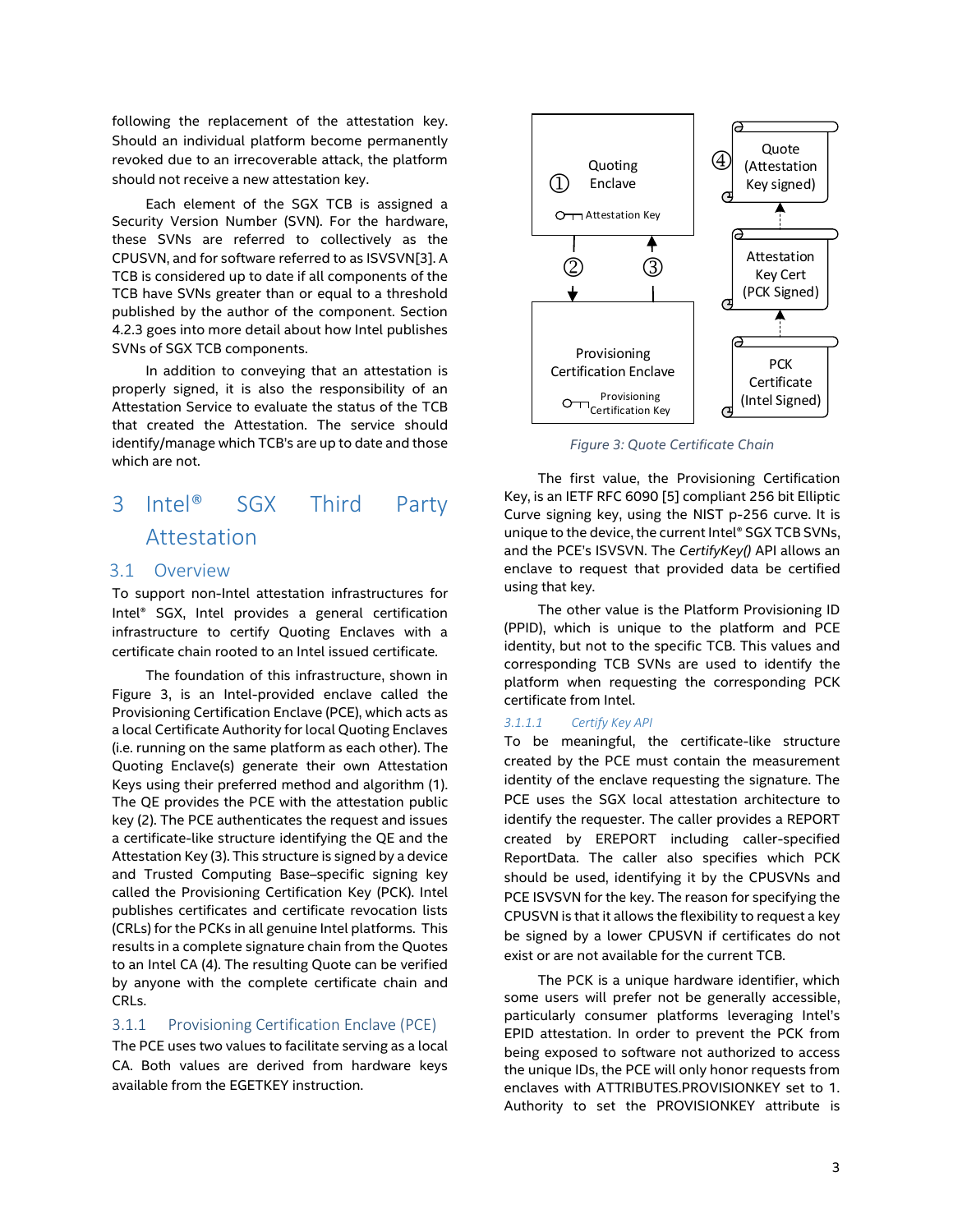following the replacement of the attestation key. Should an individual platform become permanently revoked due to an irrecoverable attack, the platform should not receive a new attestation key.

Each element of the SGX TCB is assigned a Security Version Number (SVN). For the hardware, these SVNs are referred to collectively as the CPUSVN, and for software referred to as ISVSVN[3]. A TCB is considered up to date if all components of the TCB have SVNs greater than or equal to a threshold published by the author of the component. Section 4.2.3 goes into more detail about how Intel publishes SVNs of SGX TCB components.

In addition to conveying that an attestation is properly signed, it is also the responsibility of an Attestation Service to evaluate the status of the TCB that created the Attestation. The service should identify/manage which TCB's are up to date and those which are not.

# 3 Intel® SGX Third Party Attestation

## 3.1 Overview

To support non-Intel attestation infrastructures for Intel® SGX, Intel provides a general certification infrastructure to certify Quoting Enclaves with a certificate chain rooted to an Intel issued certificate.

The foundation of this infrastructure, shown in Figure 3, is an Intel-provided enclave called the Provisioning Certification Enclave (PCE), which acts as a local Certificate Authority for local Quoting Enclaves (i.e. running on the same platform as each other). The Quoting Enclave(s) generate their own Attestation Keys using their preferred method and algorithm (1). The QE provides the PCE with the attestation public key (2). The PCE authenticates the request and issues a certificate-like structure identifying the QE and the Attestation Key (3). This structure is signed by a device and Trusted Computing Base–specific signing key called the Provisioning Certification Key (PCK). Intel publishes certificates and certificate revocation lists (CRLs) for the PCKs in all genuine Intel platforms. This results in a complete signature chain from the Quotes to an Intel CA (4). The resulting Quote can be verified by anyone with the complete certificate chain and CRLs.

Quoting Enclave ① Attestation Key | ② ③ | Provisioning Certification Enclave, Provisioning Certification Key | ④ Quote (Attestation Key signed) | Attestation Key Cert (PCK Signed) | PCK Certificate (Intel Signed)

*Figure 3: Quote Certificate Chain*

### 3.1.1 Provisioning Certification Enclave (PCE)

The PCE uses two values to facilitate serving as a local CA. Both values are derived from hardware keys available from the EGETKEY instruction.

The first value, the Provisioning Certification Key, is an IETF RFC 6090 [5] compliant 256 bit Elliptic Curve signing key, using the NIST p-256 curve. It is unique to the device, the current Intel® SGX TCB SVNs, and the PCE's ISVSVN. The *CertifyKey()* API allows an enclave to request that provided data be certified using that key.

The other value is the Platform Provisioning ID (PPID), which is unique to the platform and PCE identity, but not to the specific TCB. This values and corresponding TCB SVNs are used to identify the platform when requesting the corresponding PCK certificate from Intel.

#### 3.1.1.1 Certify Key API

To be meaningful, the certificate-like structure created by the PCE must contain the measurement identity of the enclave requesting the signature. The PCE uses the SGX local attestation architecture to identify the requester. The caller provides a REPORT created by EREPORT including caller-specified ReportData. The caller also specifies which PCK should be used, identifying it by the CPUSVNs and PCE ISVSVN for the key. The reason for specifying the CPUSVN is that it allows the flexibility to request a key be signed by a lower CPUSVN if certificates do not exist or are not available for the current TCB.

The PCK is a unique hardware identifier, which some users will prefer not be generally accessible, particularly consumer platforms leveraging Intel's EPID attestation. In order to prevent the PCK from being exposed to software not authorized to access the unique IDs, the PCE will only honor requests from enclaves with ATTRIBUTES.PROVISIONKEY set to 1. Authority to set the PROVISIONKEY attribute is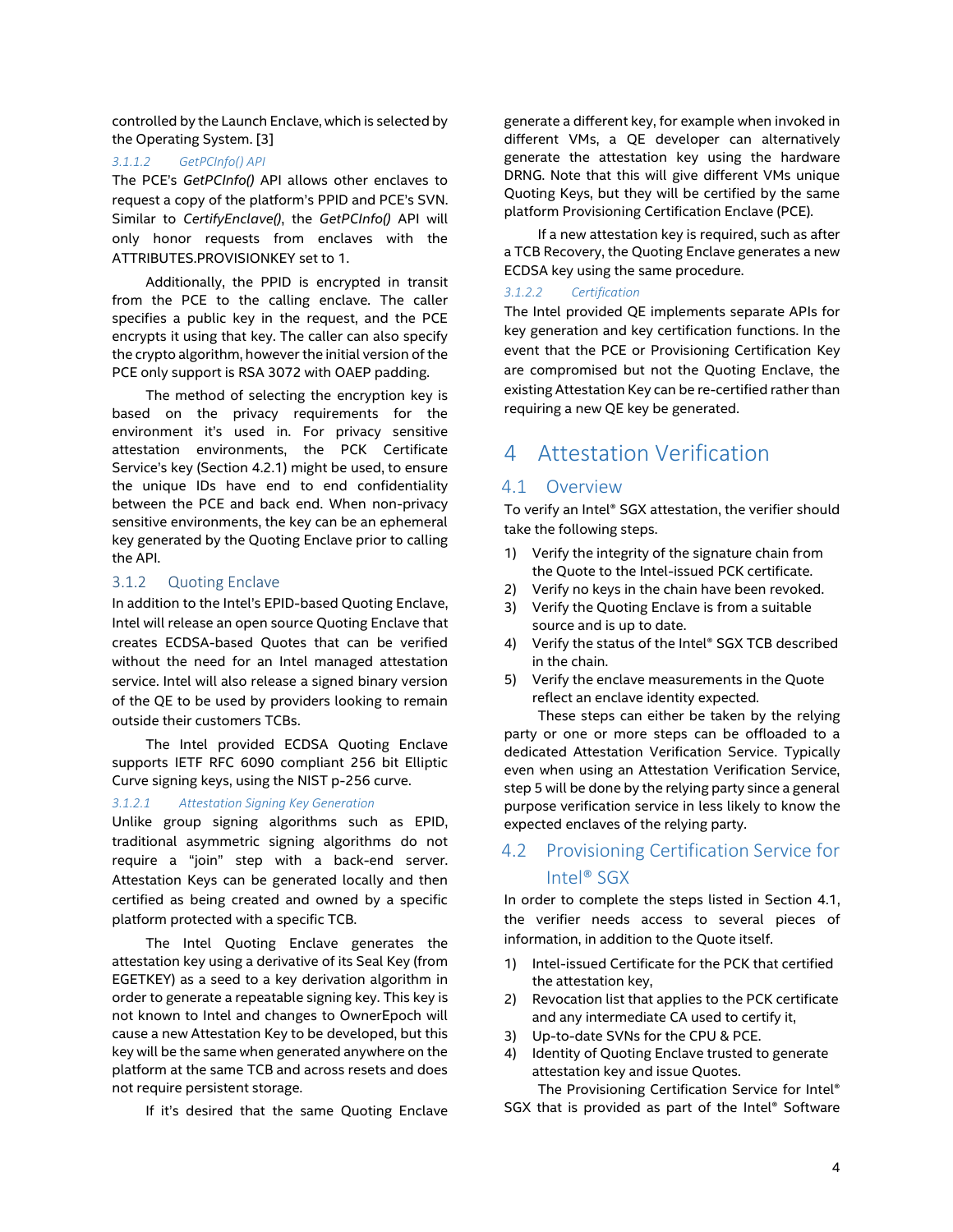controlled by the Launch Enclave, which is selected by the Operating System. [3]

#### 3.1.1.2 GetPCInfo() API

The PCE's *GetPCInfo()* API allows other enclaves to request a copy of the platform's PPID and PCE's SVN. Similar to *CertifyEnclave()*, the *GetPCInfo()* API will only honor requests from enclaves with the ATTRIBUTES.PROVISIONKEY set to 1.

Additionally, the PPID is encrypted in transit from the PCE to the calling enclave. The caller specifies a public key in the request, and the PCE encrypts it using that key. The caller can also specify the crypto algorithm, however the initial version of the PCE only support is RSA 3072 with OAEP padding.

The method of selecting the encryption key is based on the privacy requirements for the environment it's used in. For privacy sensitive attestation environments, the PCK Certificate Service's key (Section 4.2.1) might be used, to ensure the unique IDs have end to end confidentiality between the PCE and back end. When non-privacy sensitive environments, the key can be an ephemeral key generated by the Quoting Enclave prior to calling the API.

### 3.1.2 Quoting Enclave

In addition to the Intel's EPID-based Quoting Enclave, Intel will release an open source Quoting Enclave that creates ECDSA-based Quotes that can be verified without the need for an Intel managed attestation service. Intel will also release a signed binary version of the QE to be used by providers looking to remain outside their customers TCBs.

The Intel provided ECDSA Quoting Enclave supports IETF RFC 6090 compliant 256 bit Elliptic Curve signing keys, using the NIST p-256 curve.

#### 3.1.2.1 Attestation Signing Key Generation

Unlike group signing algorithms such as EPID, traditional asymmetric signing algorithms do not require a "join" step with a back-end server. Attestation Keys can be generated locally and then certified as being created and owned by a specific platform protected with a specific TCB.

The Intel Quoting Enclave generates the attestation key using a derivative of its Seal Key (from EGETKEY) as a seed to a key derivation algorithm in order to generate a repeatable signing key. This key is not known to Intel and changes to OwnerEpoch will cause a new Attestation Key to be developed, but this key will be the same when generated anywhere on the platform at the same TCB and across resets and does not require persistent storage.

If it's desired that the same Quoting Enclave generate a different key, for example when invoked in different VMs, a QE developer can alternatively generate the attestation key using the hardware DRNG. Note that this will give different VMs unique Quoting Keys, but they will be certified by the same platform Provisioning Certification Enclave (PCE).

If a new attestation key is required, such as after a TCB Recovery, the Quoting Enclave generates a new ECDSA key using the same procedure.

#### 3.1.2.2 Certification

The Intel provided QE implements separate APIs for key generation and key certification functions. In the event that the PCE or Provisioning Certification Key are compromised but not the Quoting Enclave, the existing Attestation Key can be re-certified rather than requiring a new QE key be generated.

# 4 Attestation Verification

## 4.1 Overview

To verify an Intel® SGX attestation, the verifier should take the following steps.

1) Verify the integrity of the signature chain from the Quote to the Intel-issued PCK certificate.
2) Verify no keys in the chain have been revoked.
3) Verify the Quoting Enclave is from a suitable source and is up to date.
4) Verify the status of the Intel® SGX TCB described in the chain.
5) Verify the enclave measurements in the Quote reflect an enclave identity expected.

These steps can either be taken by the relying party or one or more steps can be offloaded to a dedicated Attestation Verification Service. Typically even when using an Attestation Verification Service, step 5 will be done by the relying party since a general purpose verification service in less likely to know the expected enclaves of the relying party.

## 4.2 Provisioning Certification Service for Intel® SGX

In order to complete the steps listed in Section 4.1, the verifier needs access to several pieces of information, in addition to the Quote itself.

1) Intel-issued Certificate for the PCK that certified the attestation key,
2) Revocation list that applies to the PCK certificate and any intermediate CA used to certify it,
3) Up-to-date SVNs for the CPU & PCE.
4) Identity of Quoting Enclave trusted to generate attestation key and issue Quotes.

The Provisioning Certification Service for Intel® SGX that is provided as part of the Intel® Software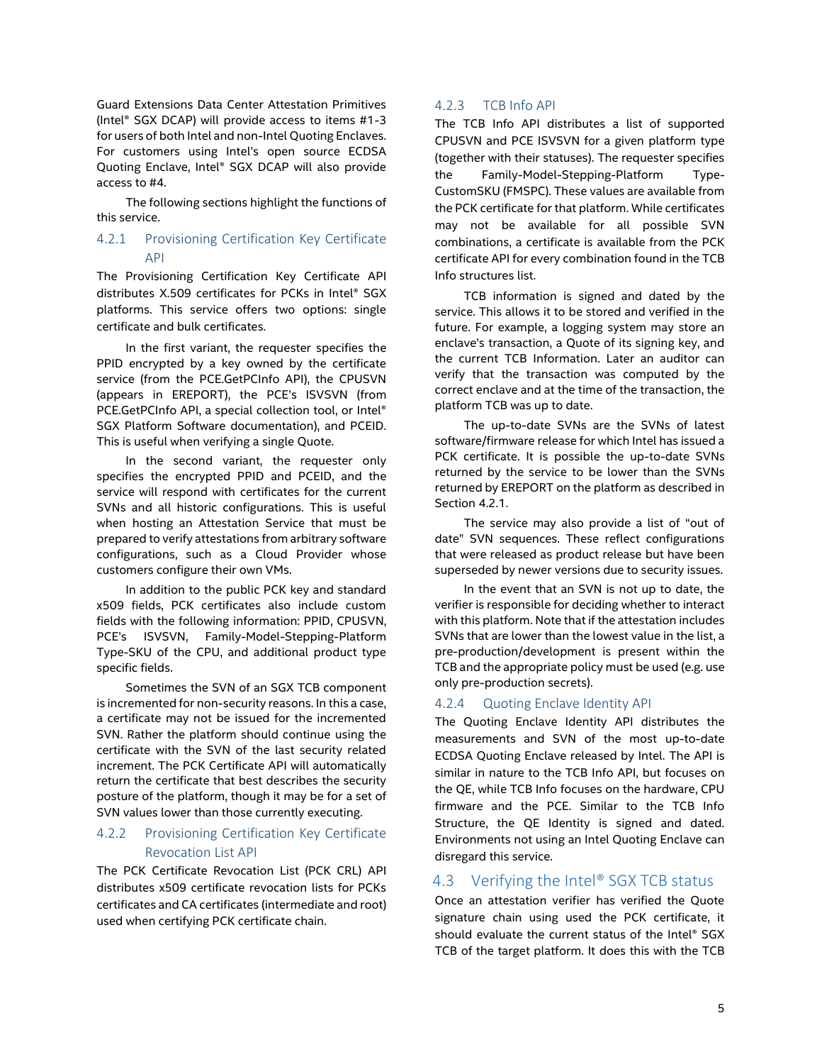Guard Extensions Data Center Attestation Primitives (Intel® SGX DCAP) will provide access to items #1-3 for users of both Intel and non-Intel Quoting Enclaves. For customers using Intel's open source ECDSA Quoting Enclave, Intel® SGX DCAP will also provide access to #4.

The following sections highlight the functions of this service.

### 4.2.1 Provisioning Certification Key Certificate API

The Provisioning Certification Key Certificate API distributes X.509 certificates for PCKs in Intel® SGX platforms. This service offers two options: single certificate and bulk certificates.

In the first variant, the requester specifies the PPID encrypted by a key owned by the certificate service (from the PCE.GetPCInfo API), the CPUSVN (appears in EREPORT), the PCE's ISVSVN (from PCE.GetPCInfo API, a special collection tool, or Intel® SGX Platform Software documentation), and PCEID. This is useful when verifying a single Quote.

In the second variant, the requester only specifies the encrypted PPID and PCEID, and the service will respond with certificates for the current SVNs and all historic configurations. This is useful when hosting an Attestation Service that must be prepared to verify attestations from arbitrary software configurations, such as a Cloud Provider whose customers configure their own VMs.

In addition to the public PCK key and standard x509 fields, PCK certificates also include custom fields with the following information: PPID, CPUSVN, PCE's ISVSVN, Family-Model-Stepping-Platform Type-SKU of the CPU, and additional product type specific fields.

Sometimes the SVN of an SGX TCB component is incremented for non-security reasons. In this a case, a certificate may not be issued for the incremented SVN. Rather the platform should continue using the certificate with the SVN of the last security related increment. The PCK Certificate API will automatically return the certificate that best describes the security posture of the platform, though it may be for a set of SVN values lower than those currently executing.

### 4.2.2 Provisioning Certification Key Certificate Revocation List API

The PCK Certificate Revocation List (PCK CRL) API distributes x509 certificate revocation lists for PCKs certificates and CA certificates (intermediate and root) used when certifying PCK certificate chain.

### 4.2.3 TCB Info API

The TCB Info API distributes a list of supported CPUSVN and PCE ISVSVN for a given platform type (together with their statuses). The requester specifies the Family-Model-Stepping-Platform Type-CustomSKU (FMSPC). These values are available from the PCK certificate for that platform. While certificates may not be available for all possible SVN combinations, a certificate is available from the PCK certificate API for every combination found in the TCB Info structures list.

TCB information is signed and dated by the service. This allows it to be stored and verified in the future. For example, a logging system may store an enclave's transaction, a Quote of its signing key, and the current TCB Information. Later an auditor can verify that the transaction was computed by the correct enclave and at the time of the transaction, the platform TCB was up to date.

The up-to-date SVNs are the SVNs of latest software/firmware release for which Intel has issued a PCK certificate. It is possible the up-to-date SVNs returned by the service to be lower than the SVNs returned by EREPORT on the platform as described in Section 4.2.1.

The service may also provide a list of "out of date" SVN sequences. These reflect configurations that were released as product release but have been superseded by newer versions due to security issues.

In the event that an SVN is not up to date, the verifier is responsible for deciding whether to interact with this platform. Note that if the attestation includes SVNs that are lower than the lowest value in the list, a pre-production/development is present within the TCB and the appropriate policy must be used (e.g. use only pre-production secrets).

### 4.2.4 Quoting Enclave Identity API

The Quoting Enclave Identity API distributes the measurements and SVN of the most up-to-date ECDSA Quoting Enclave released by Intel. The API is similar in nature to the TCB Info API, but focuses on the QE, while TCB Info focuses on the hardware, CPU firmware and the PCE. Similar to the TCB Info Structure, the QE Identity is signed and dated. Environments not using an Intel Quoting Enclave can disregard this service.

## 4.3 Verifying the Intel® SGX TCB status

Once an attestation verifier has verified the Quote signature chain using used the PCK certificate, it should evaluate the current status of the Intel® SGX TCB of the target platform. It does this with the TCB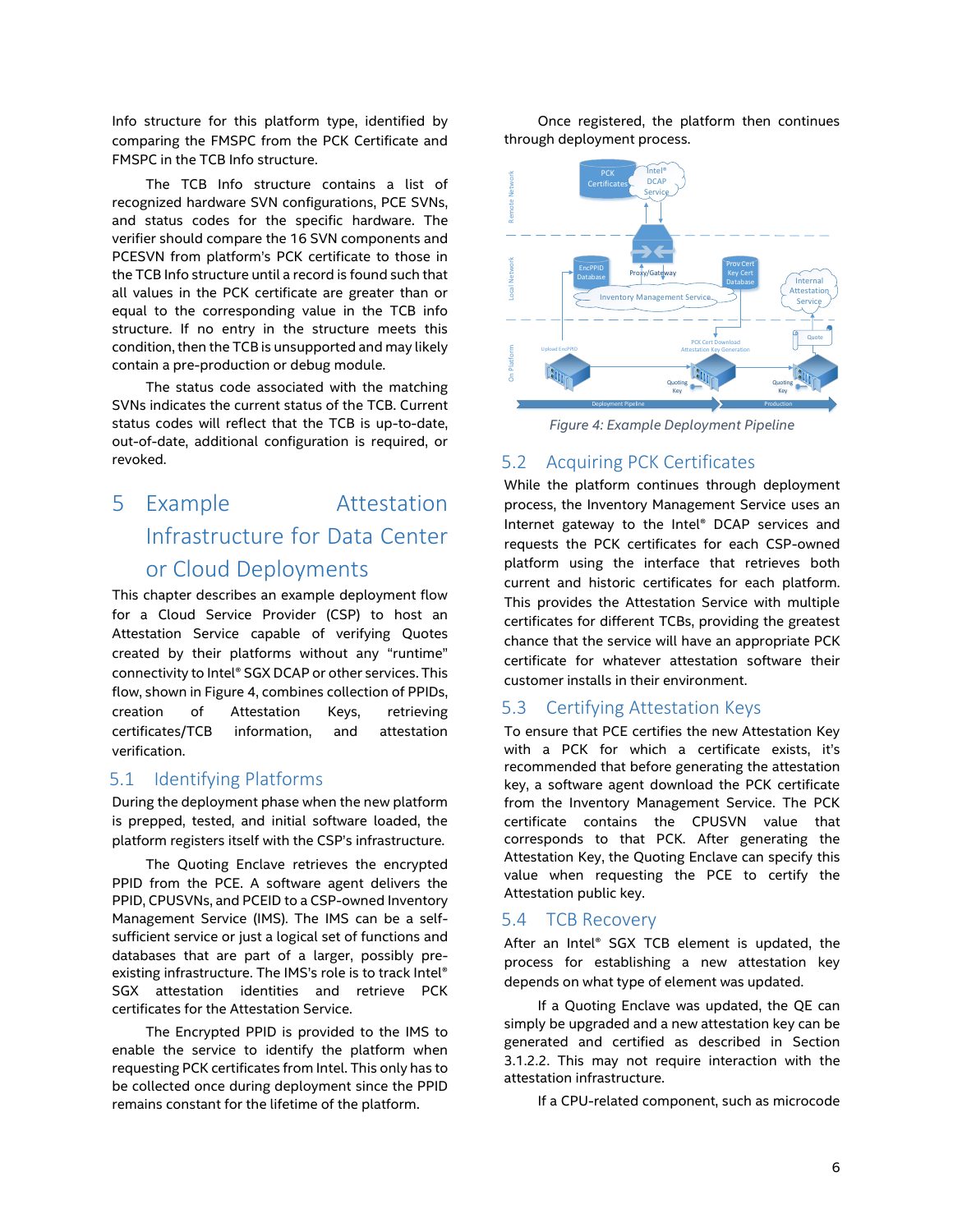Info structure for this platform type, identified by comparing the FMSPC from the PCK Certificate and FMSPC in the TCB Info structure.

The TCB Info structure contains a list of recognized hardware SVN configurations, PCE SVNs, and status codes for the specific hardware. The verifier should compare the 16 SVN components and PCESVN from platform's PCK certificate to those in the TCB Info structure until a record is found such that all values in the PCK certificate are greater than or equal to the corresponding value in the TCB info structure. If no entry in the structure meets this condition, then the TCB is unsupported and may likely contain a pre-production or debug module.

The status code associated with the matching SVNs indicates the current status of the TCB. Current status codes will reflect that the TCB is up-to-date, out-of-date, additional configuration is required, or revoked.

# 5 Example Attestation Infrastructure for Data Center or Cloud Deployments

This chapter describes an example deployment flow for a Cloud Service Provider (CSP) to host an Attestation Service capable of verifying Quotes created by their platforms without any "runtime" connectivity to Intel® SGX DCAP or other services. This flow, shown in Figure 4, combines collection of PPIDs, creation of Attestation Keys, retrieving certificates/TCB information, and attestation verification.

## 5.1 Identifying Platforms

During the deployment phase when the new platform is prepped, tested, and initial software loaded, the platform registers itself with the CSP's infrastructure.

The Quoting Enclave retrieves the encrypted PPID from the PCE. A software agent delivers the PPID, CPUSVNs, and PCEID to a CSP-owned Inventory Management Service (IMS). The IMS can be a self-sufficient service or just a logical set of functions and databases that are part of a larger, possibly pre-existing infrastructure. The IMS's role is to track Intel® SGX attestation identities and retrieve PCK certificates for the Attestation Service.

The Encrypted PPID is provided to the IMS to enable the service to identify the platform when requesting PCK certificates from Intel. This only has to be collected once during deployment since the PPID remains constant for the lifetime of the platform.

Once registered, the platform then continues through deployment process.

*Figure 4: Example Deployment Pipeline*

## 5.2 Acquiring PCK Certificates

While the platform continues through deployment process, the Inventory Management Service uses an Internet gateway to the Intel® DCAP services and requests the PCK certificates for each CSP-owned platform using the interface that retrieves both current and historic certificates for each platform. This provides the Attestation Service with multiple certificates for different TCBs, providing the greatest chance that the service will have an appropriate PCK certificate for whatever attestation software their customer installs in their environment.

## 5.3 Certifying Attestation Keys

To ensure that PCE certifies the new Attestation Key with a PCK for which a certificate exists, it's recommended that before generating the attestation key, a software agent download the PCK certificate from the Inventory Management Service. The PCK certificate contains the CPUSVN value that corresponds to that PCK. After generating the Attestation Key, the Quoting Enclave can specify this value when requesting the PCE to certify the Attestation public key.

## 5.4 TCB Recovery

After an Intel® SGX TCB element is updated, the process for establishing a new attestation key depends on what type of element was updated.

If a Quoting Enclave was updated, the QE can simply be upgraded and a new attestation key can be generated and certified as described in Section 3.1.2.2. This may not require interaction with the attestation infrastructure.

If a CPU-related component, such as microcode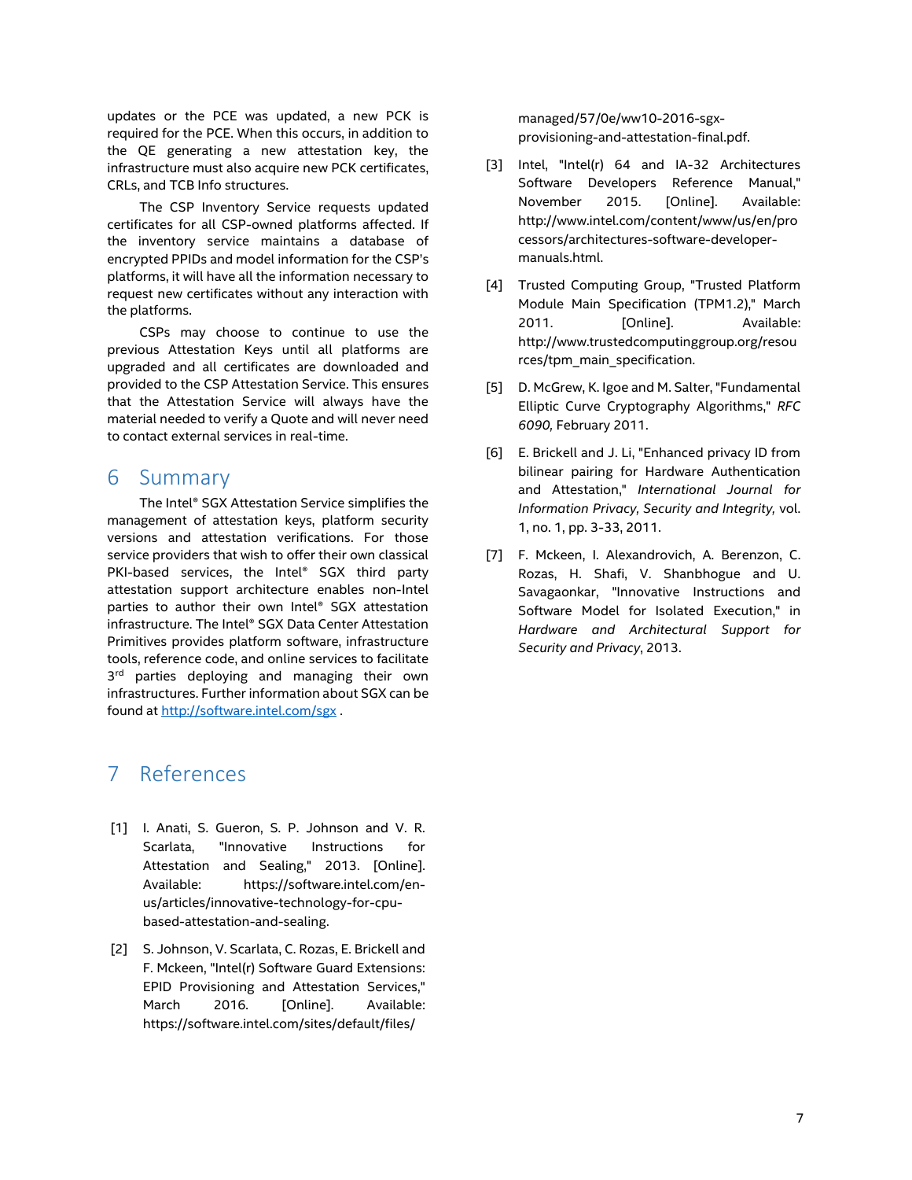updates or the PCE was updated, a new PCK is required for the PCE. When this occurs, in addition to the QE generating a new attestation key, the infrastructure must also acquire new PCK certificates, CRLs, and TCB Info structures.

The CSP Inventory Service requests updated certificates for all CSP-owned platforms affected. If the inventory service maintains a database of encrypted PPIDs and model information for the CSP's platforms, it will have all the information necessary to request new certificates without any interaction with the platforms.

CSPs may choose to continue to use the previous Attestation Keys until all platforms are upgraded and all certificates are downloaded and provided to the CSP Attestation Service. This ensures that the Attestation Service will always have the material needed to verify a Quote and will never need to contact external services in real-time.

# 6 Summary

The Intel® SGX Attestation Service simplifies the management of attestation keys, platform security versions and attestation verifications. For those service providers that wish to offer their own classical PKI-based services, the Intel® SGX third party attestation support architecture enables non-Intel parties to author their own Intel® SGX attestation infrastructure. The Intel® SGX Data Center Attestation Primitives provides platform software, infrastructure tools, reference code, and online services to facilitate 3rd parties deploying and managing their own infrastructures. Further information about SGX can be found at http://software.intel.com/sgx .

# 7 References

[1] I. Anati, S. Gueron, S. P. Johnson and V. R. Scarlata, "Innovative Instructions for Attestation and Sealing," 2013. [Online]. Available: https://software.intel.com/en-us/articles/innovative-technology-for-cpu-based-attestation-and-sealing.

[2] S. Johnson, V. Scarlata, C. Rozas, E. Brickell and F. Mckeen, "Intel(r) Software Guard Extensions: EPID Provisioning and Attestation Services," March 2016. [Online]. Available: https://software.intel.com/sites/default/files/managed/57/0e/ww10-2016-sgx-provisioning-and-attestation-final.pdf.

[3] Intel, "Intel(r) 64 and IA-32 Architectures Software Developers Reference Manual," November 2015. [Online]. Available: http://www.intel.com/content/www/us/en/processors/architectures-software-developer-manuals.html.

[4] Trusted Computing Group, "Trusted Platform Module Main Specification (TPM1.2)," March 2011. [Online]. Available: http://www.trustedcomputinggroup.org/resources/tpm_main_specification.

[5] D. McGrew, K. Igoe and M. Salter, "Fundamental Elliptic Curve Cryptography Algorithms," *RFC 6090,* February 2011.

[6] E. Brickell and J. Li, "Enhanced privacy ID from bilinear pairing for Hardware Authentication and Attestation," *International Journal for Information Privacy, Security and Integrity,* vol. 1, no. 1, pp. 3-33, 2011.

[7] F. Mckeen, I. Alexandrovich, A. Berenzon, C. Rozas, H. Shafi, V. Shanbhogue and U. Savagaonkar, "Innovative Instructions and Software Model for Isolated Execution," in *Hardware and Architectural Support for Security and Privacy*, 2013.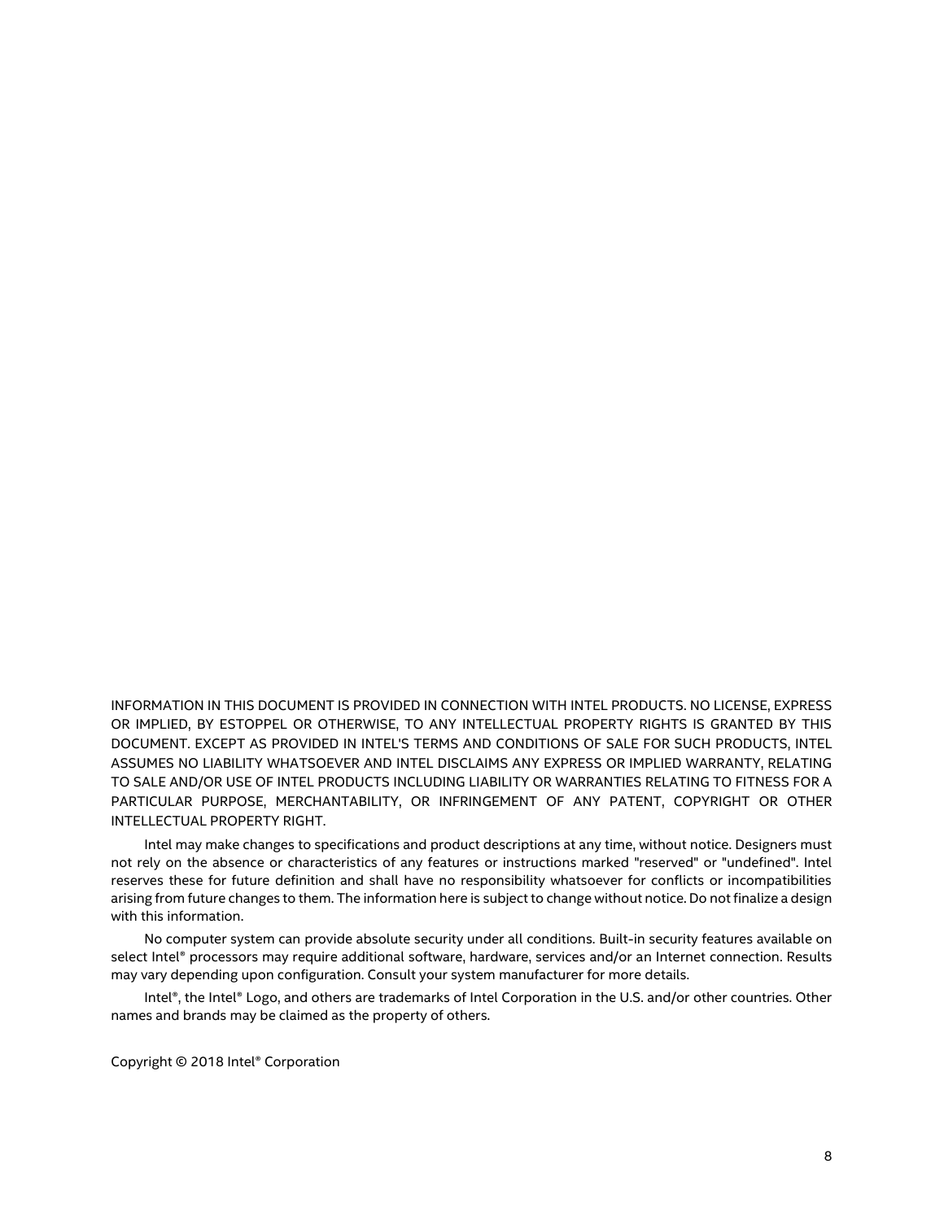INFORMATION IN THIS DOCUMENT IS PROVIDED IN CONNECTION WITH INTEL PRODUCTS. NO LICENSE, EXPRESS OR IMPLIED, BY ESTOPPEL OR OTHERWISE, TO ANY INTELLECTUAL PROPERTY RIGHTS IS GRANTED BY THIS DOCUMENT. EXCEPT AS PROVIDED IN INTEL'S TERMS AND CONDITIONS OF SALE FOR SUCH PRODUCTS, INTEL ASSUMES NO LIABILITY WHATSOEVER AND INTEL DISCLAIMS ANY EXPRESS OR IMPLIED WARRANTY, RELATING TO SALE AND/OR USE OF INTEL PRODUCTS INCLUDING LIABILITY OR WARRANTIES RELATING TO FITNESS FOR A PARTICULAR PURPOSE, MERCHANTABILITY, OR INFRINGEMENT OF ANY PATENT, COPYRIGHT OR OTHER INTELLECTUAL PROPERTY RIGHT.

Intel may make changes to specifications and product descriptions at any time, without notice. Designers must not rely on the absence or characteristics of any features or instructions marked "reserved" or "undefined". Intel reserves these for future definition and shall have no responsibility whatsoever for conflicts or incompatibilities arising from future changes to them. The information here is subject to change without notice. Do not finalize a design with this information.

No computer system can provide absolute security under all conditions. Built-in security features available on select Intel® processors may require additional software, hardware, services and/or an Internet connection. Results may vary depending upon configuration. Consult your system manufacturer for more details.

Intel®, the Intel® Logo, and others are trademarks of Intel Corporation in the U.S. and/or other countries. Other names and brands may be claimed as the property of others.

Copyright © 2018 Intel® Corporation